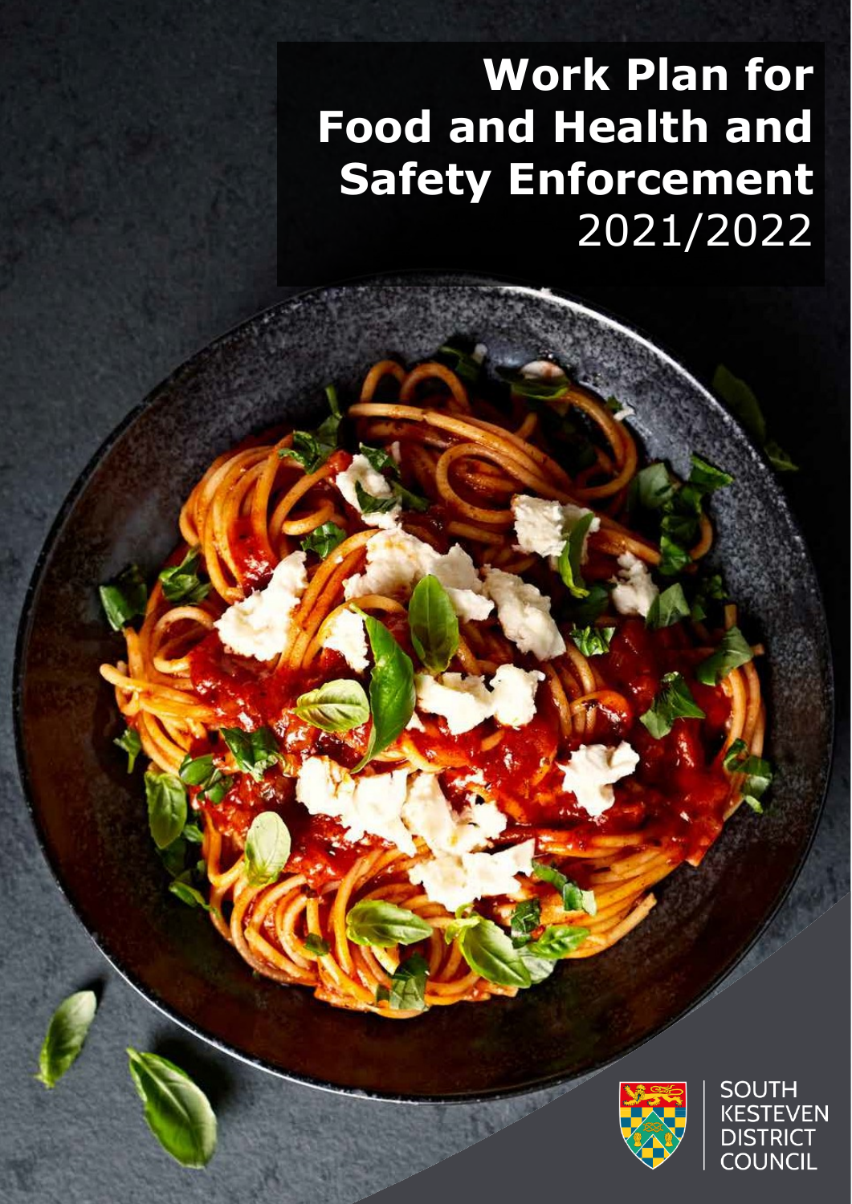# Work Plan for Food and Health and Safety Enforcement 2021/2022

SOUTH KESTEVEN DISTRICT COUNCIL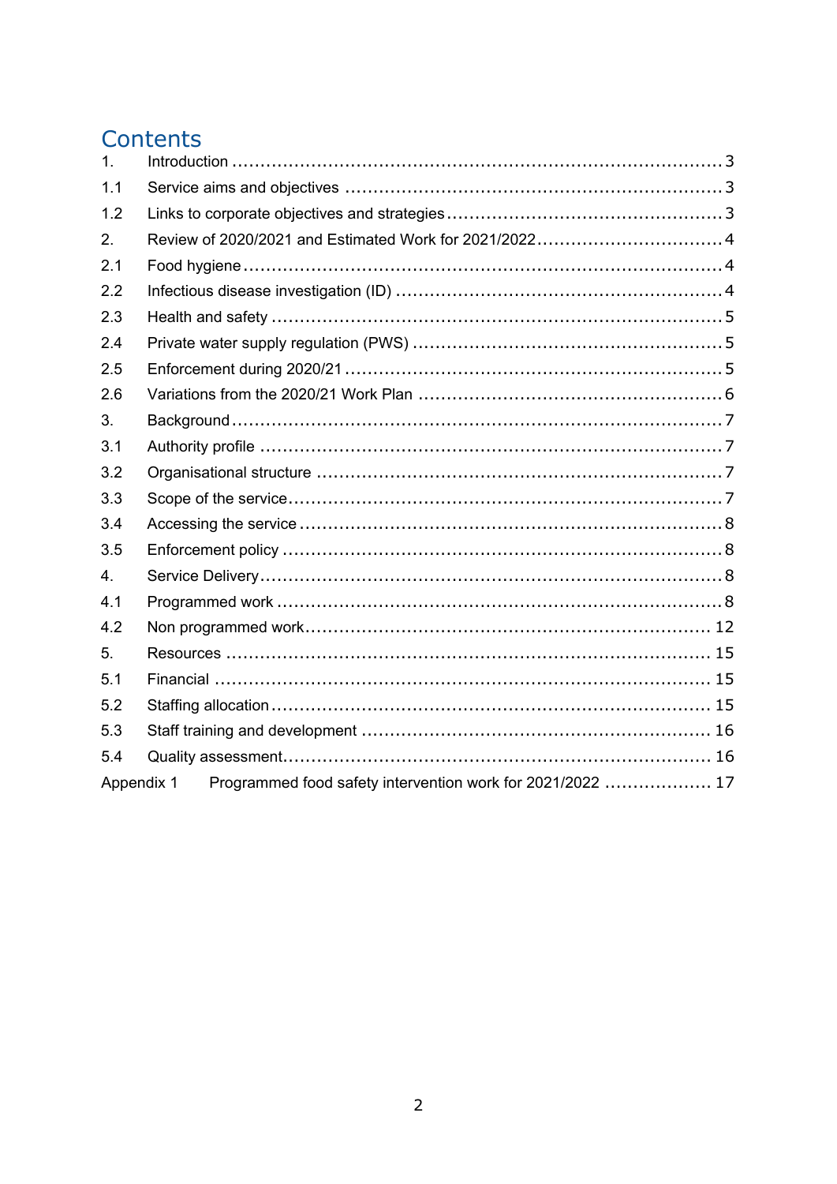# Contents

| | | |
|---|---|---|
| 1. | Introduction | 3 |
| 1.1 | Service aims and objectives | 3 |
| 1.2 | Links to corporate objectives and strategies | 3 |
| 2. | Review of 2020/2021 and Estimated Work for 2021/2022 | 4 |
| 2.1 | Food hygiene | 4 |
| 2.2 | Infectious disease investigation (ID) | 4 |
| 2.3 | Health and safety | 5 |
| 2.4 | Private water supply regulation (PWS) | 5 |
| 2.5 | Enforcement during 2020/21 | 5 |
| 2.6 | Variations from the 2020/21 Work Plan | 6 |
| 3. | Background | 7 |
| 3.1 | Authority profile | 7 |
| 3.2 | Organisational structure | 7 |
| 3.3 | Scope of the service | 7 |
| 3.4 | Accessing the service | 8 |
| 3.5 | Enforcement policy | 8 |
| 4. | Service Delivery | 8 |
| 4.1 | Programmed work | 8 |
| 4.2 | Non programmed work | 12 |
| 5. | Resources | 15 |
| 5.1 | Financial | 15 |
| 5.2 | Staffing allocation | 15 |
| 5.3 | Staff training and development | 16 |
| 5.4 | Quality assessment | 16 |
| Appendix 1 | Programmed food safety intervention work for 2021/2022 | 17 |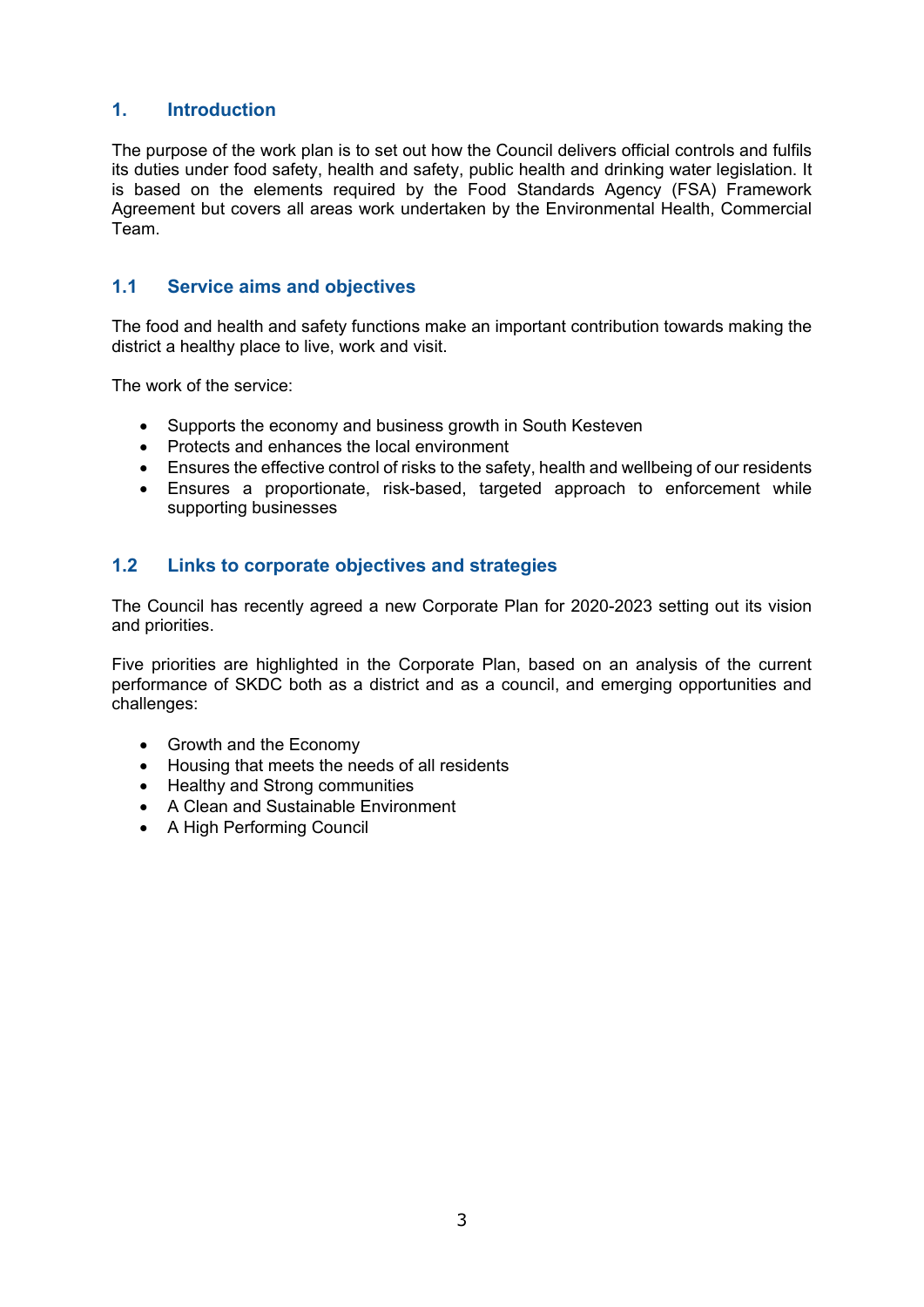## 1. Introduction

The purpose of the work plan is to set out how the Council delivers official controls and fulfils its duties under food safety, health and safety, public health and drinking water legislation. It is based on the elements required by the Food Standards Agency (FSA) Framework Agreement but covers all areas work undertaken by the Environmental Health, Commercial Team.

### 1.1 Service aims and objectives

The food and health and safety functions make an important contribution towards making the district a healthy place to live, work and visit.

The work of the service:

- Supports the economy and business growth in South Kesteven
- Protects and enhances the local environment
- Ensures the effective control of risks to the safety, health and wellbeing of our residents
- Ensures a proportionate, risk-based, targeted approach to enforcement while supporting businesses

### 1.2 Links to corporate objectives and strategies

The Council has recently agreed a new Corporate Plan for 2020-2023 setting out its vision and priorities.

Five priorities are highlighted in the Corporate Plan, based on an analysis of the current performance of SKDC both as a district and as a council, and emerging opportunities and challenges:

- Growth and the Economy
- Housing that meets the needs of all residents
- Healthy and Strong communities
- A Clean and Sustainable Environment
- A High Performing Council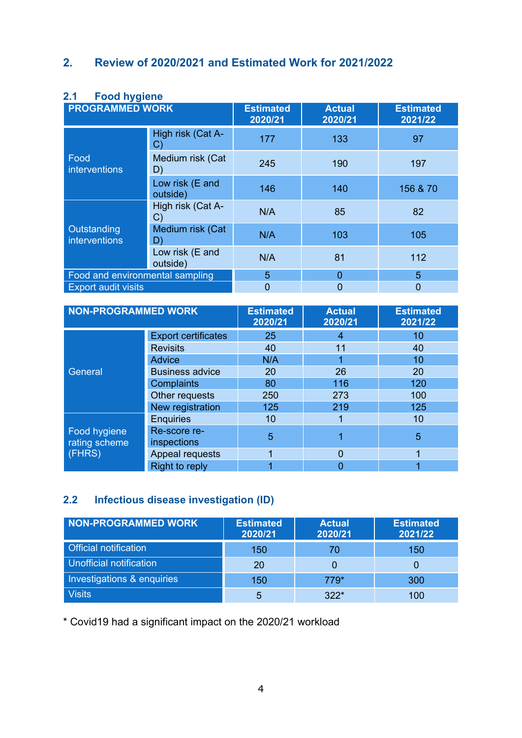## 2. Review of 2020/2021 and Estimated Work for 2021/2022

### 2.1 Food hygiene

| PROGRAMMED WORK | | Estimated 2020/21 | Actual 2020/21 | Estimated 2021/22 |
|---|---|---|---|---|
| Food interventions | High risk (Cat A-C) | 177 | 133 | 97 |
| | Medium risk (Cat D) | 245 | 190 | 197 |
| | Low risk (E and outside) | 146 | 140 | 156 & 70 |
| Outstanding interventions | High risk (Cat A-C) | N/A | 85 | 82 |
| | Medium risk (Cat D) | N/A | 103 | 105 |
| | Low risk (E and outside) | N/A | 81 | 112 |
| Food and environmental sampling | | 5 | 0 | 5 |
| Export audit visits | | 0 | 0 | 0 |

| NON-PROGRAMMED WORK | | Estimated 2020/21 | Actual 2020/21 | Estimated 2021/22 |
|---|---|---|---|---|
| General | Export certificates | 25 | 4 | 10 |
| | Revisits | 40 | 11 | 40 |
| | Advice | N/A | 1 | 10 |
| | Business advice | 20 | 26 | 20 |
| | Complaints | 80 | 116 | 120 |
| | Other requests | 250 | 273 | 100 |
| | New registration | 125 | 219 | 125 |
| Food hygiene rating scheme (FHRS) | Enquiries | 10 | 1 | 10 |
| | Re-score re-inspections | 5 | 1 | 5 |
| | Appeal requests | 1 | 0 | 1 |
| | Right to reply | 1 | 0 | 1 |

### 2.2 Infectious disease investigation (ID)

| NON-PROGRAMMED WORK | Estimated 2020/21 | Actual 2020/21 | Estimated 2021/22 |
|---|---|---|---|
| Official notification | 150 | 70 | 150 |
| Unofficial notification | 20 | 0 | 0 |
| Investigations & enquiries | 150 | 779* | 300 |
| Visits | 5 | 322* | 100 |

\* Covid19 had a significant impact on the 2020/21 workload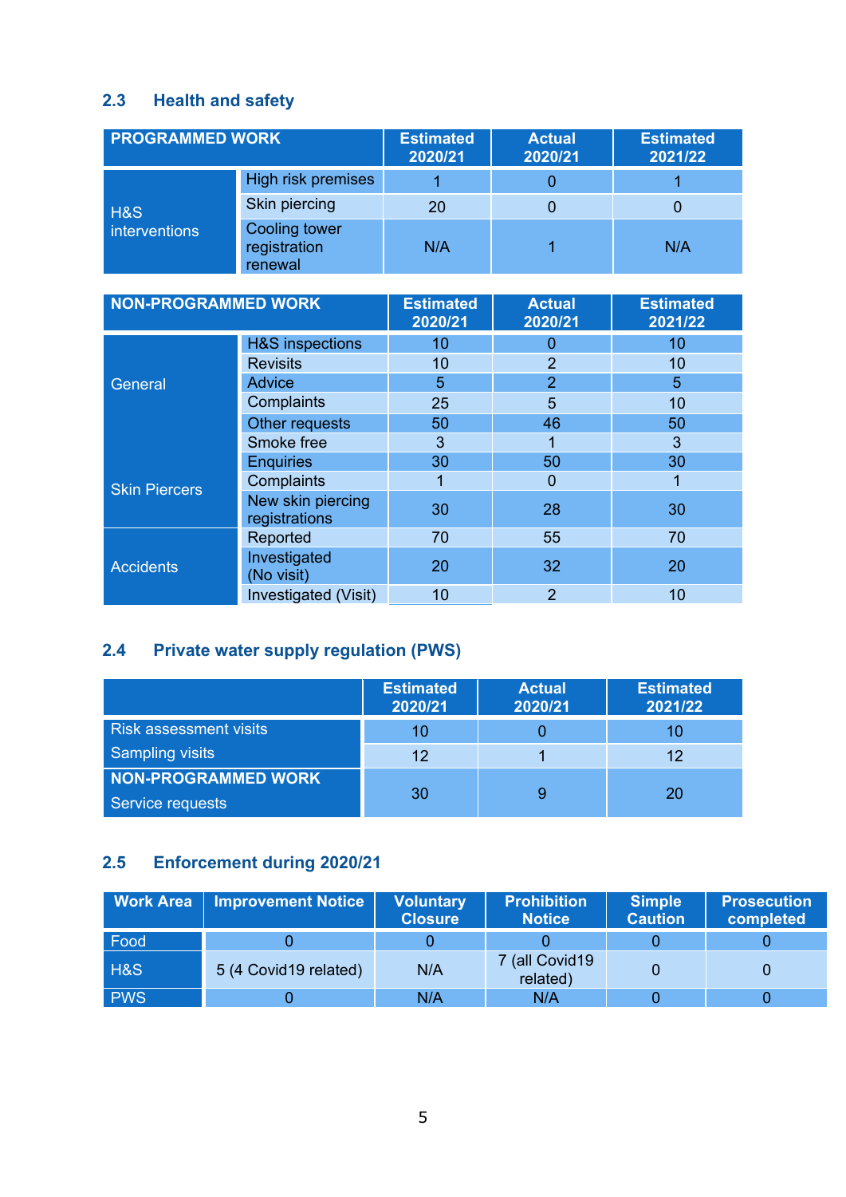## 2.3 Health and safety

| PROGRAMMED WORK | | Estimated 2020/21 | Actual 2020/21 | Estimated 2021/22 |
|---|---|---|---|---|
| H&S interventions | High risk premises | 1 | 0 | 1 |
| | Skin piercing | 20 | 0 | 0 |
| | Cooling tower registration renewal | N/A | 1 | N/A |

| NON-PROGRAMMED WORK | | Estimated 2020/21 | Actual 2020/21 | Estimated 2021/22 |
|---|---|---|---|---|
| General | H&S inspections | 10 | 0 | 10 |
| | Revisits | 10 | 2 | 10 |
| | Advice | 5 | 2 | 5 |
| | Complaints | 25 | 5 | 10 |
| | Other requests | 50 | 46 | 50 |
| | Smoke free | 3 | 1 | 3 |
| | Enquiries | 30 | 50 | 30 |
| Skin Piercers | Complaints | 1 | 0 | 1 |
| | New skin piercing registrations | 30 | 28 | 30 |
| Accidents | Reported | 70 | 55 | 70 |
| | Investigated (No visit) | 20 | 32 | 20 |
| | Investigated (Visit) | 10 | 2 | 10 |

## 2.4 Private water supply regulation (PWS)

| | Estimated 2020/21 | Actual 2020/21 | Estimated 2021/22 |
|---|---|---|---|
| Risk assessment visits | 10 | 0 | 10 |
| Sampling visits | 12 | 1 | 12 |
| **NON-PROGRAMMED WORK** Service requests | 30 | 9 | 20 |

## 2.5 Enforcement during 2020/21

| Work Area | Improvement Notice | Voluntary Closure | Prohibition Notice | Simple Caution | Prosecution completed |
|---|---|---|---|---|---|
| Food | 0 | 0 | 0 | 0 | 0 |
| H&S | 5 (4 Covid19 related) | N/A | 7 (all Covid19 related) | 0 | 0 |
| PWS | 0 | N/A | N/A | 0 | 0 |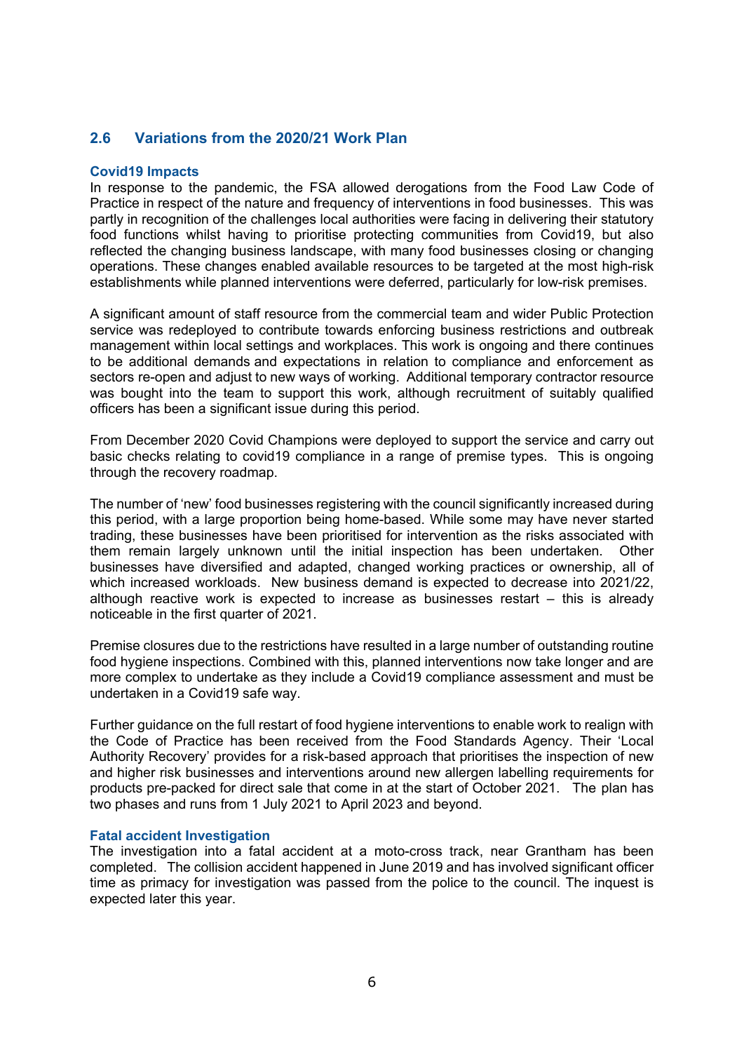## 2.6 Variations from the 2020/21 Work Plan

### Covid19 Impacts

In response to the pandemic, the FSA allowed derogations from the Food Law Code of Practice in respect of the nature and frequency of interventions in food businesses. This was partly in recognition of the challenges local authorities were facing in delivering their statutory food functions whilst having to prioritise protecting communities from Covid19, but also reflected the changing business landscape, with many food businesses closing or changing operations. These changes enabled available resources to be targeted at the most high-risk establishments while planned interventions were deferred, particularly for low-risk premises.

A significant amount of staff resource from the commercial team and wider Public Protection service was redeployed to contribute towards enforcing business restrictions and outbreak management within local settings and workplaces. This work is ongoing and there continues to be additional demands and expectations in relation to compliance and enforcement as sectors re-open and adjust to new ways of working. Additional temporary contractor resource was bought into the team to support this work, although recruitment of suitably qualified officers has been a significant issue during this period.

From December 2020 Covid Champions were deployed to support the service and carry out basic checks relating to covid19 compliance in a range of premise types. This is ongoing through the recovery roadmap.

The number of 'new' food businesses registering with the council significantly increased during this period, with a large proportion being home-based. While some may have never started trading, these businesses have been prioritised for intervention as the risks associated with them remain largely unknown until the initial inspection has been undertaken. Other businesses have diversified and adapted, changed working practices or ownership, all of which increased workloads. New business demand is expected to decrease into 2021/22, although reactive work is expected to increase as businesses restart – this is already noticeable in the first quarter of 2021.

Premise closures due to the restrictions have resulted in a large number of outstanding routine food hygiene inspections. Combined with this, planned interventions now take longer and are more complex to undertake as they include a Covid19 compliance assessment and must be undertaken in a Covid19 safe way.

Further guidance on the full restart of food hygiene interventions to enable work to realign with the Code of Practice has been received from the Food Standards Agency. Their 'Local Authority Recovery' provides for a risk-based approach that prioritises the inspection of new and higher risk businesses and interventions around new allergen labelling requirements for products pre-packed for direct sale that come in at the start of October 2021. The plan has two phases and runs from 1 July 2021 to April 2023 and beyond.

### Fatal accident Investigation

The investigation into a fatal accident at a moto-cross track, near Grantham has been completed. The collision accident happened in June 2019 and has involved significant officer time as primacy for investigation was passed from the police to the council. The inquest is expected later this year.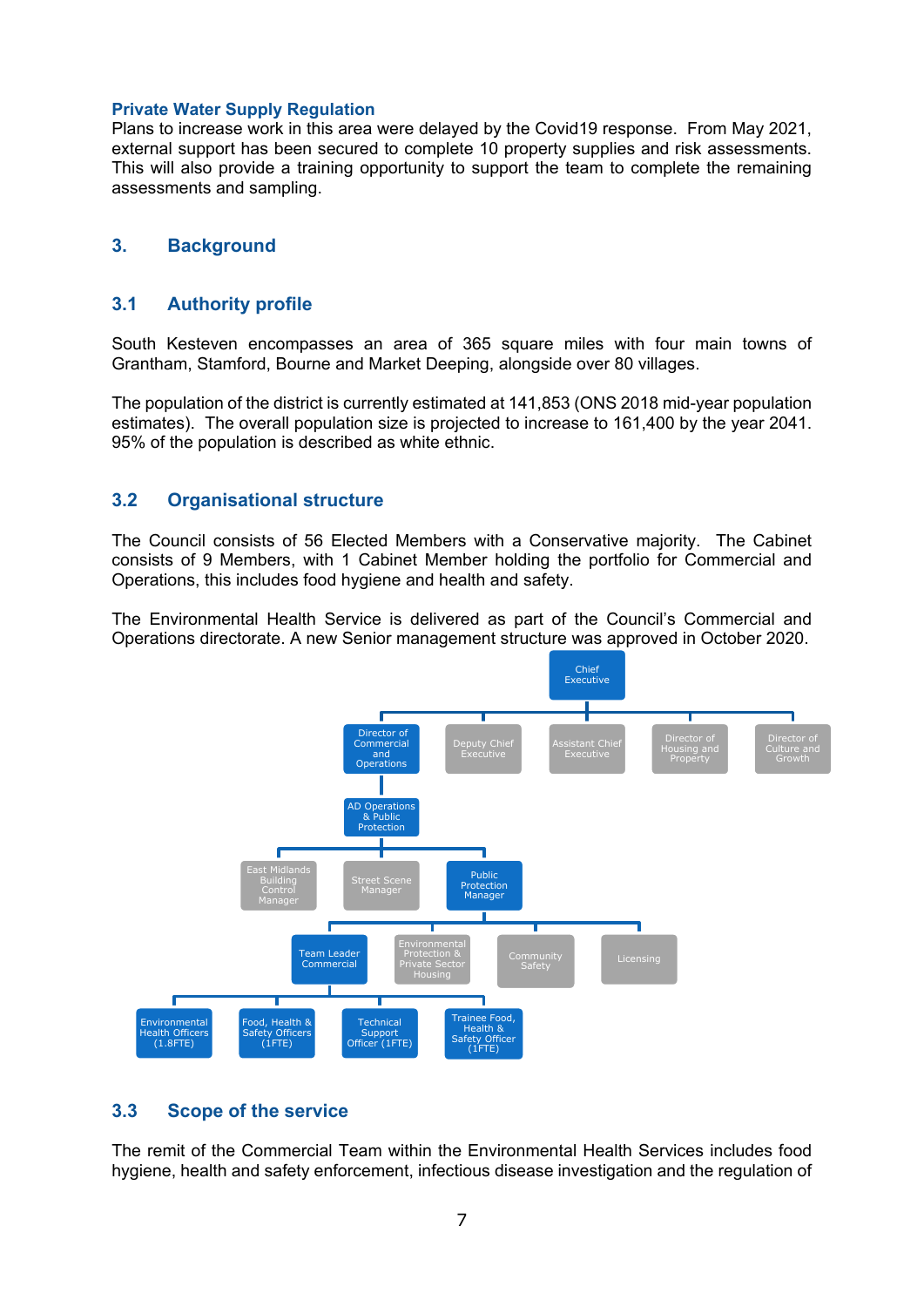**Private Water Supply Regulation**
Plans to increase work in this area were delayed by the Covid19 response. From May 2021, external support has been secured to complete 10 property supplies and risk assessments. This will also provide a training opportunity to support the team to complete the remaining assessments and sampling.

## 3. Background

### 3.1 Authority profile

South Kesteven encompasses an area of 365 square miles with four main towns of Grantham, Stamford, Bourne and Market Deeping, alongside over 80 villages.

The population of the district is currently estimated at 141,853 (ONS 2018 mid-year population estimates). The overall population size is projected to increase to 161,400 by the year 2041. 95% of the population is described as white ethnic.

### 3.2 Organisational structure

The Council consists of 56 Elected Members with a Conservative majority. The Cabinet consists of 9 Members, with 1 Cabinet Member holding the portfolio for Commercial and Operations, this includes food hygiene and health and safety.

The Environmental Health Service is delivered as part of the Council's Commercial and Operations directorate. A new Senior management structure was approved in October 2020.

- Chief Executive
  - Director of Commercial and Operations
    - AD Operations & Public Protection
      - East Midlands Building Control Manager
      - Street Scene Manager
      - Public Protection Manager
        - Team Leader Commercial
          - Environmental Health Officers (1.8FTE)
          - Food, Health & Safety Officers (1FTE)
          - Technical Support Officer (1FTE)
          - Trainee Food, Health & Safety Officer (1FTE)
        - Environmental Protection & Private Sector Housing
        - Community Safety
        - Licensing
  - Deputy Chief Executive
  - Assistant Chief Executive
  - Director of Housing and Property
  - Director of Culture and Growth

### 3.3 Scope of the service

The remit of the Commercial Team within the Environmental Health Services includes food hygiene, health and safety enforcement, infectious disease investigation and the regulation of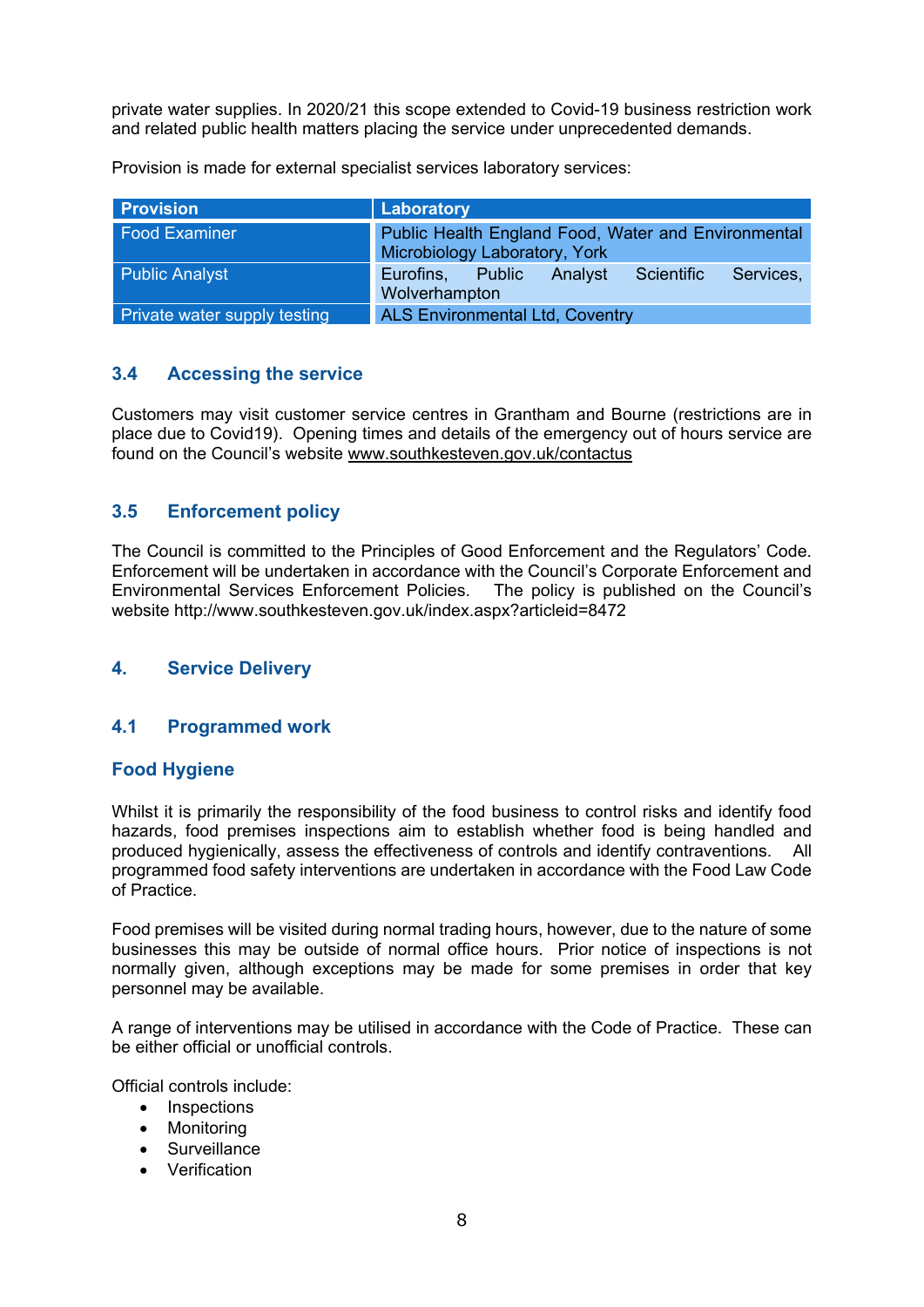private water supplies. In 2020/21 this scope extended to Covid-19 business restriction work and related public health matters placing the service under unprecedented demands.

Provision is made for external specialist services laboratory services:

| Provision | Laboratory |
|---|---|
| Food Examiner | Public Health England Food, Water and Environmental Microbiology Laboratory, York |
| Public Analyst | Eurofins, Public Analyst Scientific Services, Wolverhampton |
| Private water supply testing | ALS Environmental Ltd, Coventry |

### 3.4 Accessing the service

Customers may visit customer service centres in Grantham and Bourne (restrictions are in place due to Covid19). Opening times and details of the emergency out of hours service are found on the Council's website www.southkesteven.gov.uk/contactus

### 3.5 Enforcement policy

The Council is committed to the Principles of Good Enforcement and the Regulators' Code. Enforcement will be undertaken in accordance with the Council's Corporate Enforcement and Environmental Services Enforcement Policies. The policy is published on the Council's website http://www.southkesteven.gov.uk/index.aspx?articleid=8472

## 4. Service Delivery

### 4.1 Programmed work

#### Food Hygiene

Whilst it is primarily the responsibility of the food business to control risks and identify food hazards, food premises inspections aim to establish whether food is being handled and produced hygienically, assess the effectiveness of controls and identify contraventions. All programmed food safety interventions are undertaken in accordance with the Food Law Code of Practice.

Food premises will be visited during normal trading hours, however, due to the nature of some businesses this may be outside of normal office hours. Prior notice of inspections is not normally given, although exceptions may be made for some premises in order that key personnel may be available.

A range of interventions may be utilised in accordance with the Code of Practice. These can be either official or unofficial controls.

Official controls include:

- Inspections
- Monitoring
- Surveillance
- Verification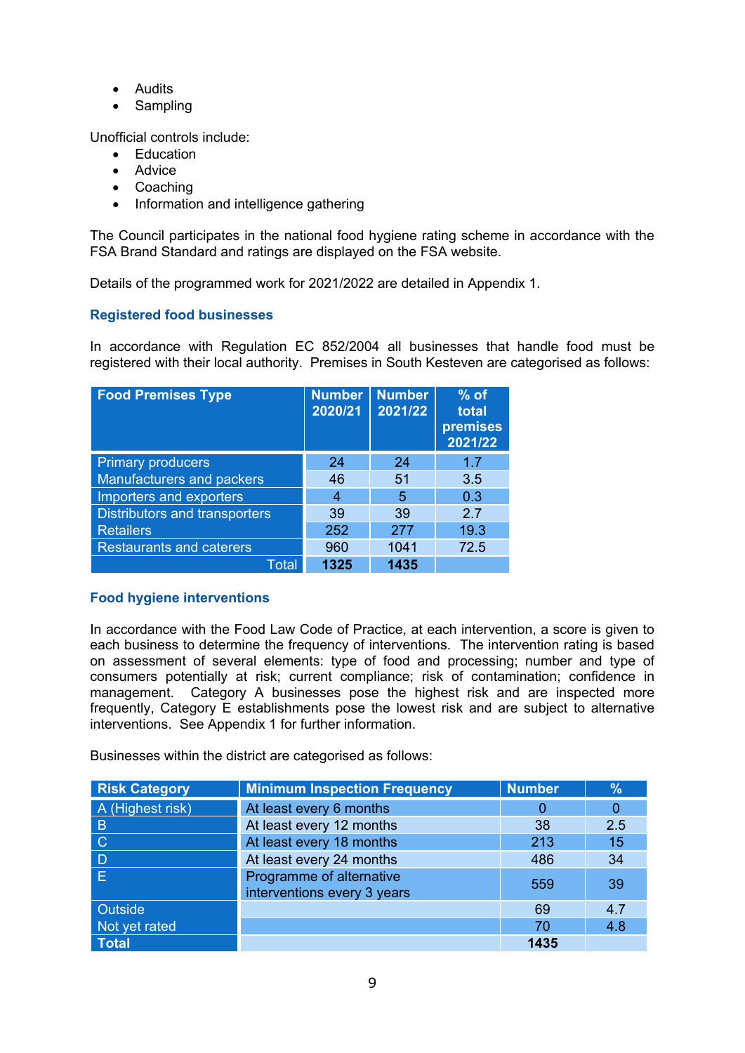- Audits
- Sampling

Unofficial controls include:

- Education
- Advice
- Coaching
- Information and intelligence gathering

The Council participates in the national food hygiene rating scheme in accordance with the FSA Brand Standard and ratings are displayed on the FSA website.

Details of the programmed work for 2021/2022 are detailed in Appendix 1.

### Registered food businesses

In accordance with Regulation EC 852/2004 all businesses that handle food must be registered with their local authority. Premises in South Kesteven are categorised as follows:

| Food Premises Type | Number 2020/21 | Number 2021/22 | % of total premises 2021/22 |
|---|---|---|---|
| Primary producers | 24 | 24 | 1.7 |
| Manufacturers and packers | 46 | 51 | 3.5 |
| Importers and exporters | 4 | 5 | 0.3 |
| Distributors and transporters | 39 | 39 | 2.7 |
| Retailers | 252 | 277 | 19.3 |
| Restaurants and caterers | 960 | 1041 | 72.5 |
| Total | **1325** | **1435** | |

### Food hygiene interventions

In accordance with the Food Law Code of Practice, at each intervention, a score is given to each business to determine the frequency of interventions. The intervention rating is based on assessment of several elements: type of food and processing; number and type of consumers potentially at risk; current compliance; risk of contamination; confidence in management. Category A businesses pose the highest risk and are inspected more frequently, Category E establishments pose the lowest risk and are subject to alternative interventions. See Appendix 1 for further information.

Businesses within the district are categorised as follows:

| Risk Category | Minimum Inspection Frequency | Number | % |
|---|---|---|---|
| A (Highest risk) | At least every 6 months | 0 | 0 |
| B | At least every 12 months | 38 | 2.5 |
| C | At least every 18 months | 213 | 15 |
| D | At least every 24 months | 486 | 34 |
| E | Programme of alternative interventions every 3 years | 559 | 39 |
| Outside | | 69 | 4.7 |
| Not yet rated | | 70 | 4.8 |
| **Total** | | **1435** | |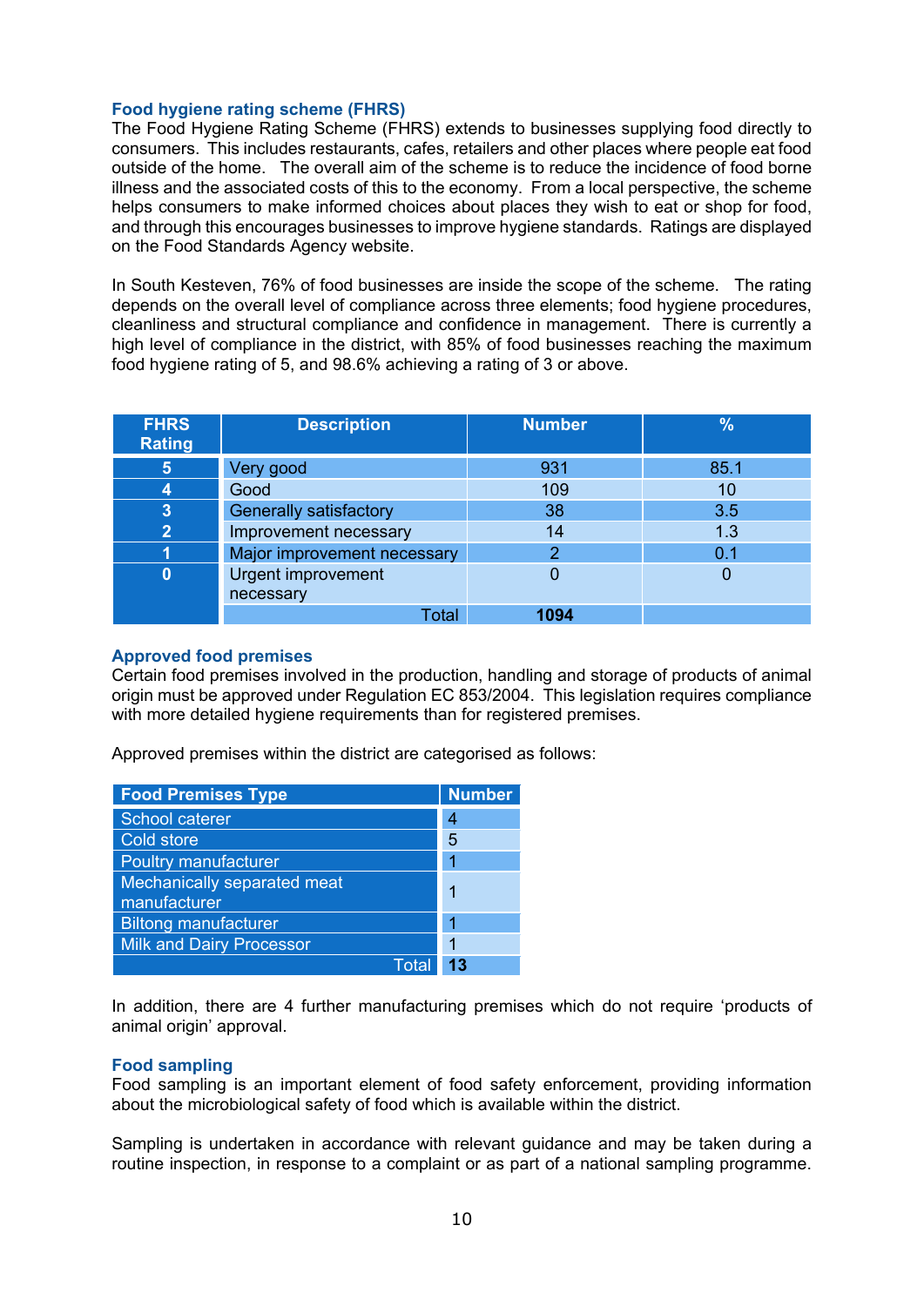### Food hygiene rating scheme (FHRS)

The Food Hygiene Rating Scheme (FHRS) extends to businesses supplying food directly to consumers. This includes restaurants, cafes, retailers and other places where people eat food outside of the home. The overall aim of the scheme is to reduce the incidence of food borne illness and the associated costs of this to the economy. From a local perspective, the scheme helps consumers to make informed choices about places they wish to eat or shop for food, and through this encourages businesses to improve hygiene standards. Ratings are displayed on the Food Standards Agency website.

In South Kesteven, 76% of food businesses are inside the scope of the scheme. The rating depends on the overall level of compliance across three elements; food hygiene procedures, cleanliness and structural compliance and confidence in management. There is currently a high level of compliance in the district, with 85% of food businesses reaching the maximum food hygiene rating of 5, and 98.6% achieving a rating of 3 or above.

| FHRS Rating | Description | Number | % |
|---|---|---|---|
| 5 | Very good | 931 | 85.1 |
| 4 | Good | 109 | 10 |
| 3 | Generally satisfactory | 38 | 3.5 |
| 2 | Improvement necessary | 14 | 1.3 |
| 1 | Major improvement necessary | 2 | 0.1 |
| 0 | Urgent improvement necessary | 0 | 0 |
| | Total | **1094** | |

### Approved food premises

Certain food premises involved in the production, handling and storage of products of animal origin must be approved under Regulation EC 853/2004. This legislation requires compliance with more detailed hygiene requirements than for registered premises.

Approved premises within the district are categorised as follows:

| Food Premises Type | Number |
|---|---|
| School caterer | 4 |
| Cold store | 5 |
| Poultry manufacturer | 1 |
| Mechanically separated meat manufacturer | 1 |
| Biltong manufacturer | 1 |
| Milk and Dairy Processor | 1 |
| Total | **13** |

In addition, there are 4 further manufacturing premises which do not require 'products of animal origin' approval.

### Food sampling

Food sampling is an important element of food safety enforcement, providing information about the microbiological safety of food which is available within the district.

Sampling is undertaken in accordance with relevant guidance and may be taken during a routine inspection, in response to a complaint or as part of a national sampling programme.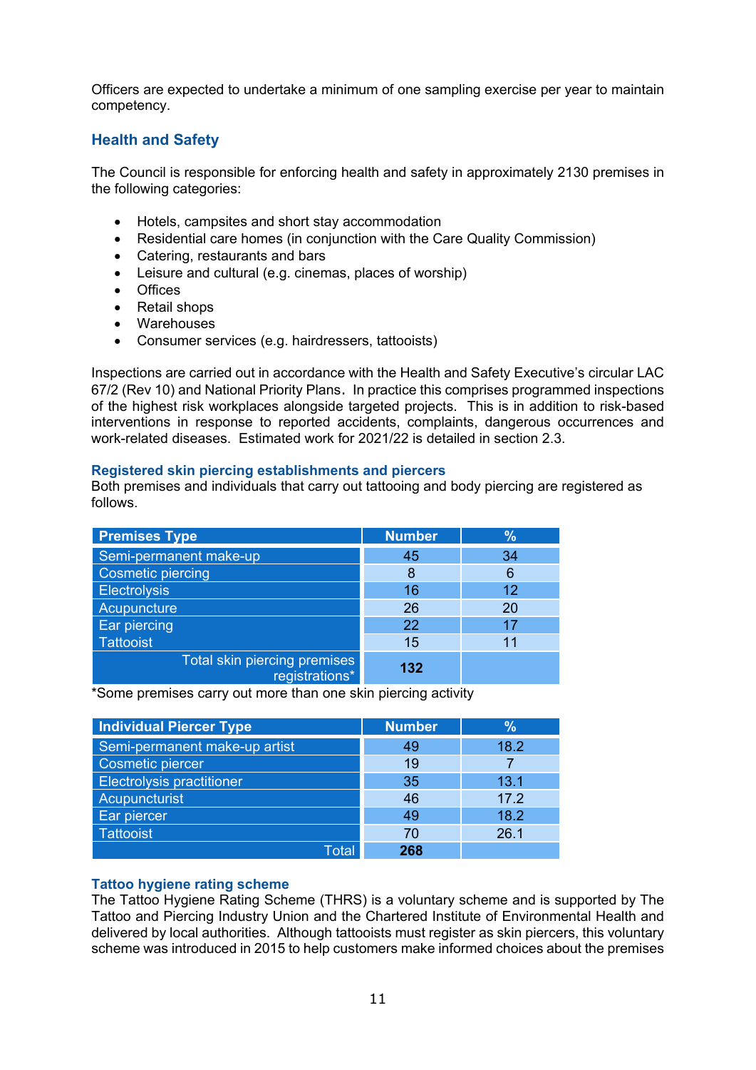Officers are expected to undertake a minimum of one sampling exercise per year to maintain competency.

## Health and Safety

The Council is responsible for enforcing health and safety in approximately 2130 premises in the following categories:

- Hotels, campsites and short stay accommodation
- Residential care homes (in conjunction with the Care Quality Commission)
- Catering, restaurants and bars
- Leisure and cultural (e.g. cinemas, places of worship)
- Offices
- Retail shops
- Warehouses
- Consumer services (e.g. hairdressers, tattooists)

Inspections are carried out in accordance with the Health and Safety Executive's circular LAC 67/2 (Rev 10) and National Priority Plans. In practice this comprises programmed inspections of the highest risk workplaces alongside targeted projects. This is in addition to risk-based interventions in response to reported accidents, complaints, dangerous occurrences and work-related diseases. Estimated work for 2021/22 is detailed in section 2.3.

### Registered skin piercing establishments and piercers

Both premises and individuals that carry out tattooing and body piercing are registered as follows.

| Premises Type | Number | % |
|---|---|---|
| Semi-permanent make-up | 45 | 34 |
| Cosmetic piercing | 8 | 6 |
| Electrolysis | 16 | 12 |
| Acupuncture | 26 | 20 |
| Ear piercing | 22 | 17 |
| Tattooist | 15 | 11 |
| Total skin piercing premises registrations* | **132** | |

*Some premises carry out more than one skin piercing activity

| Individual Piercer Type | Number | % |
|---|---|---|
| Semi-permanent make-up artist | 49 | 18.2 |
| Cosmetic piercer | 19 | 7 |
| Electrolysis practitioner | 35 | 13.1 |
| Acupuncturist | 46 | 17.2 |
| Ear piercer | 49 | 18.2 |
| Tattooist | 70 | 26.1 |
| Total | **268** | |

### Tattoo hygiene rating scheme

The Tattoo Hygiene Rating Scheme (THRS) is a voluntary scheme and is supported by The Tattoo and Piercing Industry Union and the Chartered Institute of Environmental Health and delivered by local authorities. Although tattooists must register as skin piercers, this voluntary scheme was introduced in 2015 to help customers make informed choices about the premises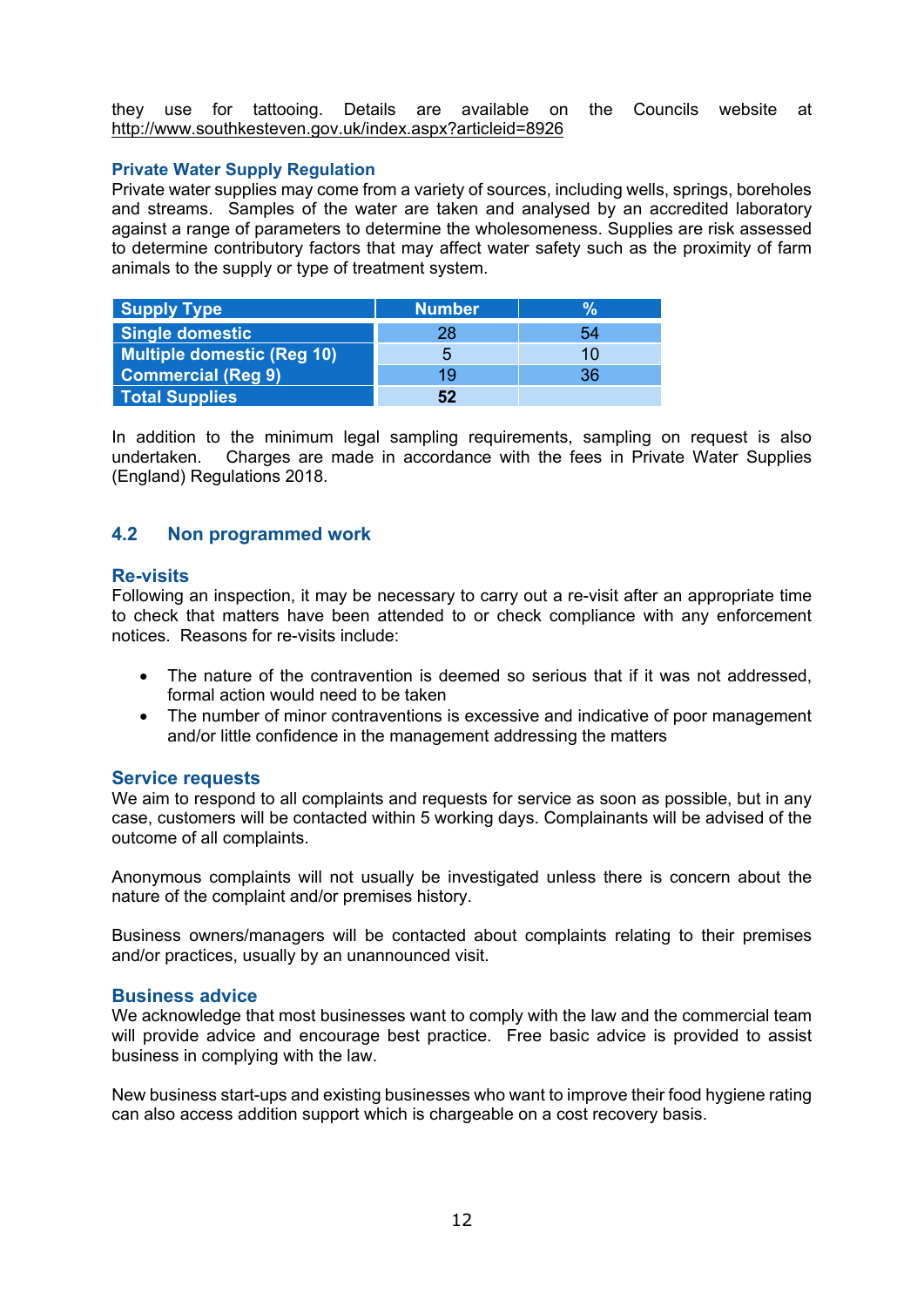they use for tattooing. Details are available on the Councils website at http://www.southkesteven.gov.uk/index.aspx?articleid=8926

### Private Water Supply Regulation

Private water supplies may come from a variety of sources, including wells, springs, boreholes and streams. Samples of the water are taken and analysed by an accredited laboratory against a range of parameters to determine the wholesomeness. Supplies are risk assessed to determine contributory factors that may affect water safety such as the proximity of farm animals to the supply or type of treatment system.

| Supply Type | Number | % |
|---|---|---|
| Single domestic | 28 | 54 |
| Multiple domestic (Reg 10) | 5 | 10 |
| Commercial (Reg 9) | 19 | 36 |
| Total Supplies | **52** | |

In addition to the minimum legal sampling requirements, sampling on request is also undertaken. Charges are made in accordance with the fees in Private Water Supplies (England) Regulations 2018.

## 4.2 Non programmed work

### Re-visits

Following an inspection, it may be necessary to carry out a re-visit after an appropriate time to check that matters have been attended to or check compliance with any enforcement notices. Reasons for re-visits include:

- The nature of the contravention is deemed so serious that if it was not addressed, formal action would need to be taken
- The number of minor contraventions is excessive and indicative of poor management and/or little confidence in the management addressing the matters

### Service requests

We aim to respond to all complaints and requests for service as soon as possible, but in any case, customers will be contacted within 5 working days. Complainants will be advised of the outcome of all complaints.

Anonymous complaints will not usually be investigated unless there is concern about the nature of the complaint and/or premises history.

Business owners/managers will be contacted about complaints relating to their premises and/or practices, usually by an unannounced visit.

### Business advice

We acknowledge that most businesses want to comply with the law and the commercial team will provide advice and encourage best practice. Free basic advice is provided to assist business in complying with the law.

New business start-ups and existing businesses who want to improve their food hygiene rating can also access addition support which is chargeable on a cost recovery basis.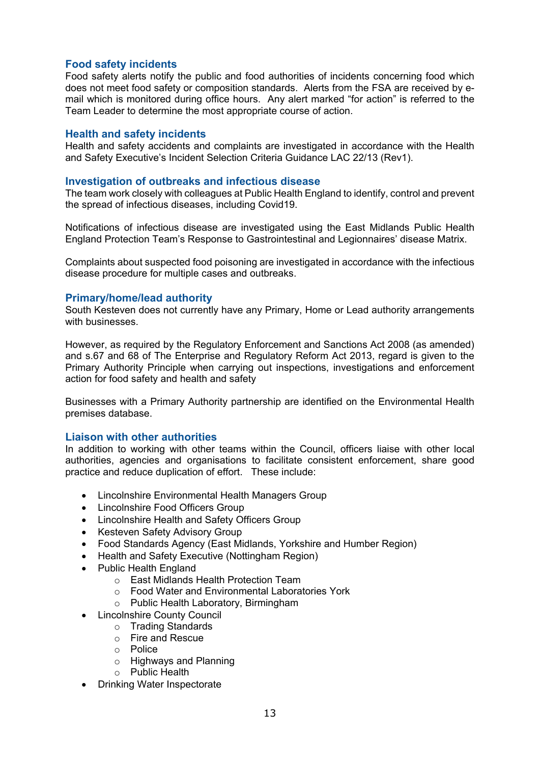## Food safety incidents

Food safety alerts notify the public and food authorities of incidents concerning food which does not meet food safety or composition standards. Alerts from the FSA are received by e-mail which is monitored during office hours. Any alert marked "for action" is referred to the Team Leader to determine the most appropriate course of action.

## Health and safety incidents

Health and safety accidents and complaints are investigated in accordance with the Health and Safety Executive's Incident Selection Criteria Guidance LAC 22/13 (Rev1).

## Investigation of outbreaks and infectious disease

The team work closely with colleagues at Public Health England to identify, control and prevent the spread of infectious diseases, including Covid19.

Notifications of infectious disease are investigated using the East Midlands Public Health England Protection Team's Response to Gastrointestinal and Legionnaires' disease Matrix.

Complaints about suspected food poisoning are investigated in accordance with the infectious disease procedure for multiple cases and outbreaks.

## Primary/home/lead authority

South Kesteven does not currently have any Primary, Home or Lead authority arrangements with businesses.

However, as required by the Regulatory Enforcement and Sanctions Act 2008 (as amended) and s.67 and 68 of The Enterprise and Regulatory Reform Act 2013, regard is given to the Primary Authority Principle when carrying out inspections, investigations and enforcement action for food safety and health and safety

Businesses with a Primary Authority partnership are identified on the Environmental Health premises database.

## Liaison with other authorities

In addition to working with other teams within the Council, officers liaise with other local authorities, agencies and organisations to facilitate consistent enforcement, share good practice and reduce duplication of effort. These include:

- Lincolnshire Environmental Health Managers Group
- Lincolnshire Food Officers Group
- Lincolnshire Health and Safety Officers Group
- Kesteven Safety Advisory Group
- Food Standards Agency (East Midlands, Yorkshire and Humber Region)
- Health and Safety Executive (Nottingham Region)
- Public Health England
  - East Midlands Health Protection Team
  - Food Water and Environmental Laboratories York
  - Public Health Laboratory, Birmingham
- Lincolnshire County Council
  - Trading Standards
  - Fire and Rescue
  - Police
  - Highways and Planning
  - Public Health
- Drinking Water Inspectorate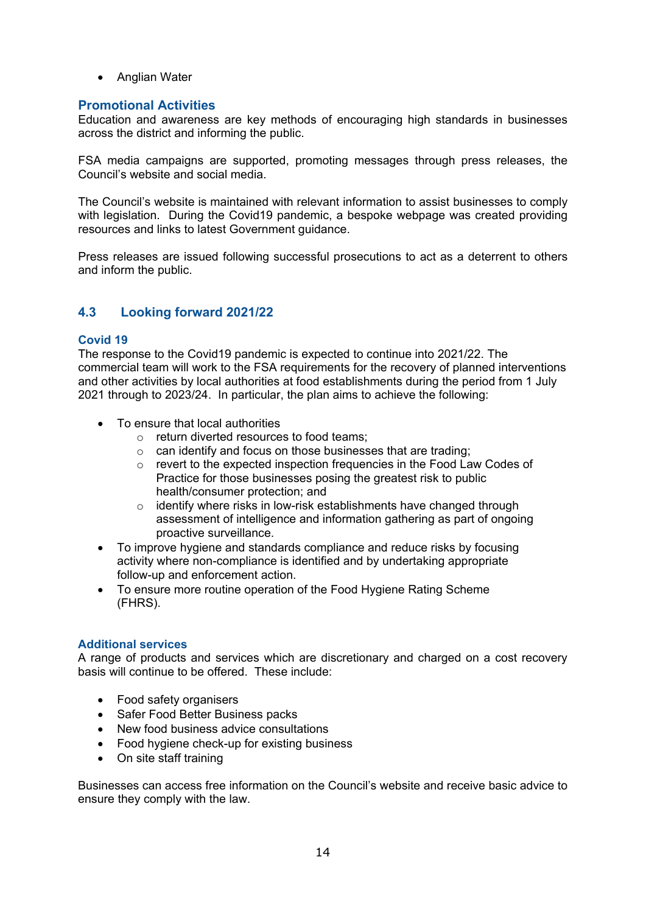- Anglian Water

### Promotional Activities

Education and awareness are key methods of encouraging high standards in businesses across the district and informing the public.

FSA media campaigns are supported, promoting messages through press releases, the Council's website and social media.

The Council's website is maintained with relevant information to assist businesses to comply with legislation. During the Covid19 pandemic, a bespoke webpage was created providing resources and links to latest Government guidance.

Press releases are issued following successful prosecutions to act as a deterrent to others and inform the public.

## 4.3 Looking forward 2021/22

### Covid 19

The response to the Covid19 pandemic is expected to continue into 2021/22. The commercial team will work to the FSA requirements for the recovery of planned interventions and other activities by local authorities at food establishments during the period from 1 July 2021 through to 2023/24. In particular, the plan aims to achieve the following:

- To ensure that local authorities
    - return diverted resources to food teams;
    - can identify and focus on those businesses that are trading;
    - revert to the expected inspection frequencies in the Food Law Codes of Practice for those businesses posing the greatest risk to public health/consumer protection; and
    - identify where risks in low-risk establishments have changed through assessment of intelligence and information gathering as part of ongoing proactive surveillance.
- To improve hygiene and standards compliance and reduce risks by focusing activity where non-compliance is identified and by undertaking appropriate follow-up and enforcement action.
- To ensure more routine operation of the Food Hygiene Rating Scheme (FHRS).

### Additional services

A range of products and services which are discretionary and charged on a cost recovery basis will continue to be offered. These include:

- Food safety organisers
- Safer Food Better Business packs
- New food business advice consultations
- Food hygiene check-up for existing business
- On site staff training

Businesses can access free information on the Council's website and receive basic advice to ensure they comply with the law.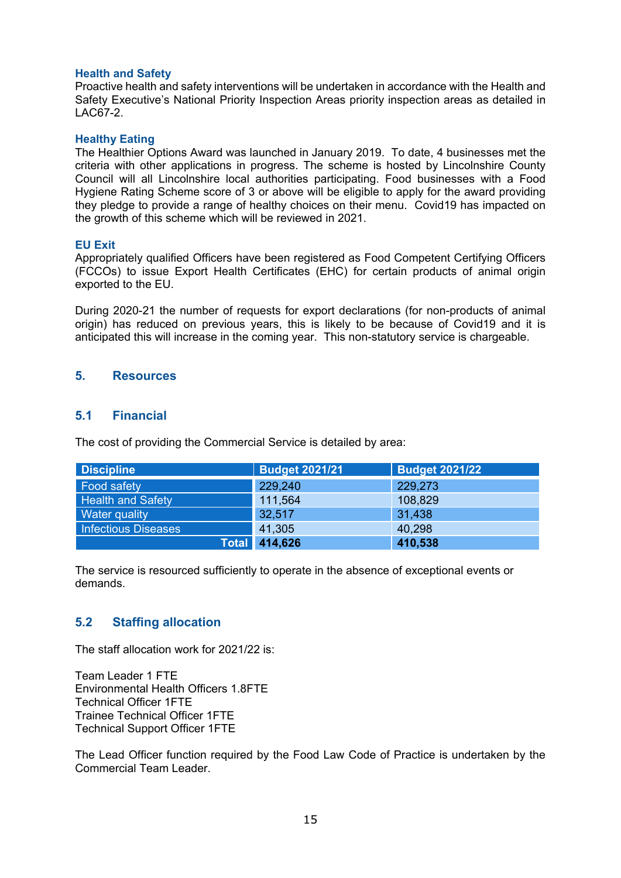**Health and Safety**
Proactive health and safety interventions will be undertaken in accordance with the Health and Safety Executive's National Priority Inspection Areas priority inspection areas as detailed in LAC67-2.

**Healthy Eating**
The Healthier Options Award was launched in January 2019. To date, 4 businesses met the criteria with other applications in progress. The scheme is hosted by Lincolnshire County Council will all Lincolnshire local authorities participating. Food businesses with a Food Hygiene Rating Scheme score of 3 or above will be eligible to apply for the award providing they pledge to provide a range of healthy choices on their menu. Covid19 has impacted on the growth of this scheme which will be reviewed in 2021.

**EU Exit**
Appropriately qualified Officers have been registered as Food Competent Certifying Officers (FCCOs) to issue Export Health Certificates (EHC) for certain products of animal origin exported to the EU.

During 2020-21 the number of requests for export declarations (for non-products of animal origin) has reduced on previous years, this is likely to be because of Covid19 and it is anticipated this will increase in the coming year. This non-statutory service is chargeable.

## 5. Resources

### 5.1 Financial

The cost of providing the Commercial Service is detailed by area:

| Discipline | Budget 2021/21 | Budget 2021/22 |
|---|---|---|
| Food safety | 229,240 | 229,273 |
| Health and Safety | 111,564 | 108,829 |
| Water quality | 32,517 | 31,438 |
| Infectious Diseases | 41,305 | 40,298 |
| **Total** | **414,626** | **410,538** |

The service is resourced sufficiently to operate in the absence of exceptional events or demands.

### 5.2 Staffing allocation

The staff allocation work for 2021/22 is:

Team Leader 1 FTE
Environmental Health Officers 1.8FTE
Technical Officer 1FTE
Trainee Technical Officer 1FTE
Technical Support Officer 1FTE

The Lead Officer function required by the Food Law Code of Practice is undertaken by the Commercial Team Leader.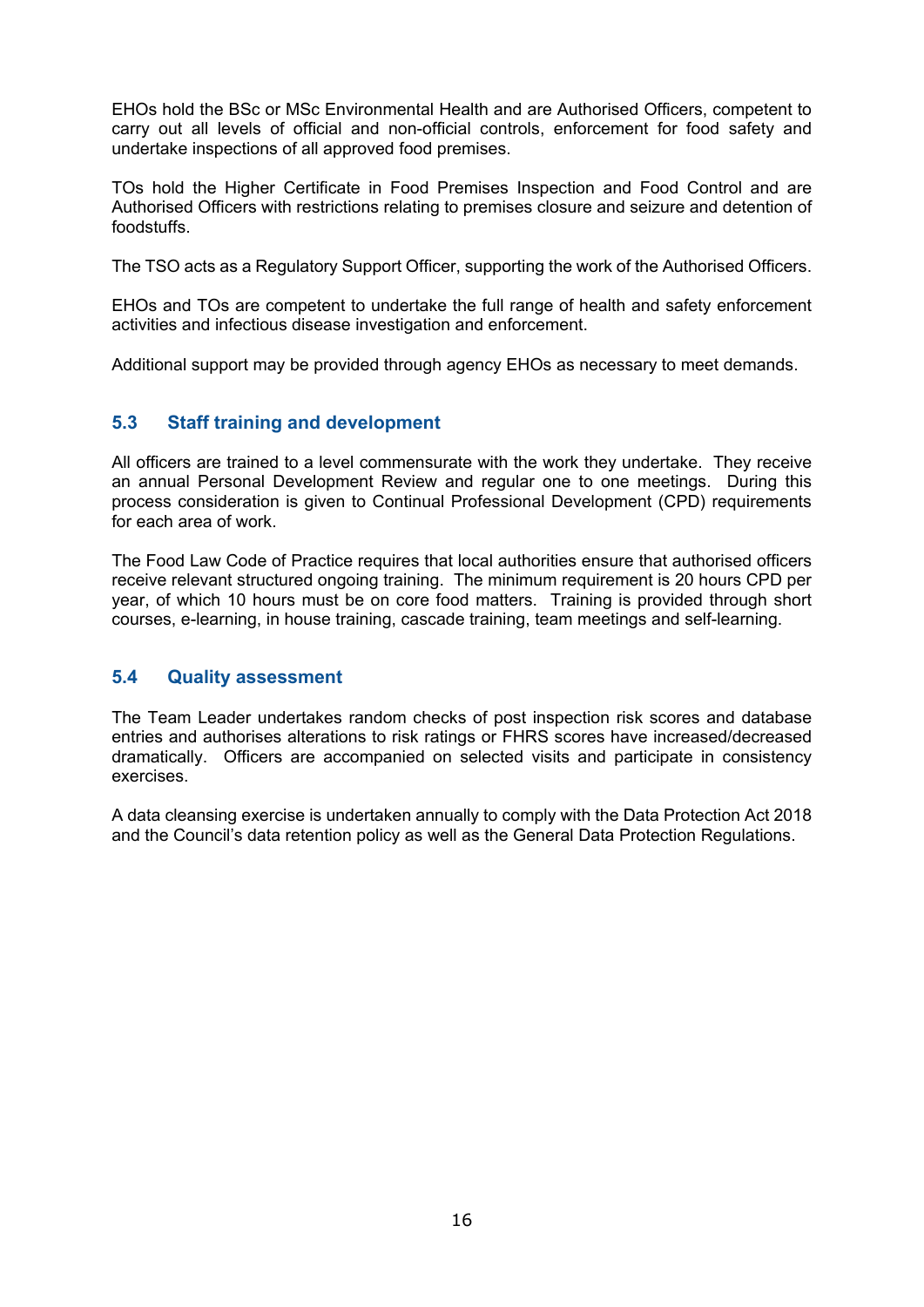EHOs hold the BSc or MSc Environmental Health and are Authorised Officers, competent to carry out all levels of official and non-official controls, enforcement for food safety and undertake inspections of all approved food premises.

TOs hold the Higher Certificate in Food Premises Inspection and Food Control and are Authorised Officers with restrictions relating to premises closure and seizure and detention of foodstuffs.

The TSO acts as a Regulatory Support Officer, supporting the work of the Authorised Officers.

EHOs and TOs are competent to undertake the full range of health and safety enforcement activities and infectious disease investigation and enforcement.

Additional support may be provided through agency EHOs as necessary to meet demands.

### 5.3 Staff training and development

All officers are trained to a level commensurate with the work they undertake. They receive an annual Personal Development Review and regular one to one meetings. During this process consideration is given to Continual Professional Development (CPD) requirements for each area of work.

The Food Law Code of Practice requires that local authorities ensure that authorised officers receive relevant structured ongoing training. The minimum requirement is 20 hours CPD per year, of which 10 hours must be on core food matters. Training is provided through short courses, e-learning, in house training, cascade training, team meetings and self-learning.

### 5.4 Quality assessment

The Team Leader undertakes random checks of post inspection risk scores and database entries and authorises alterations to risk ratings or FHRS scores have increased/decreased dramatically. Officers are accompanied on selected visits and participate in consistency exercises.

A data cleansing exercise is undertaken annually to comply with the Data Protection Act 2018 and the Council's data retention policy as well as the General Data Protection Regulations.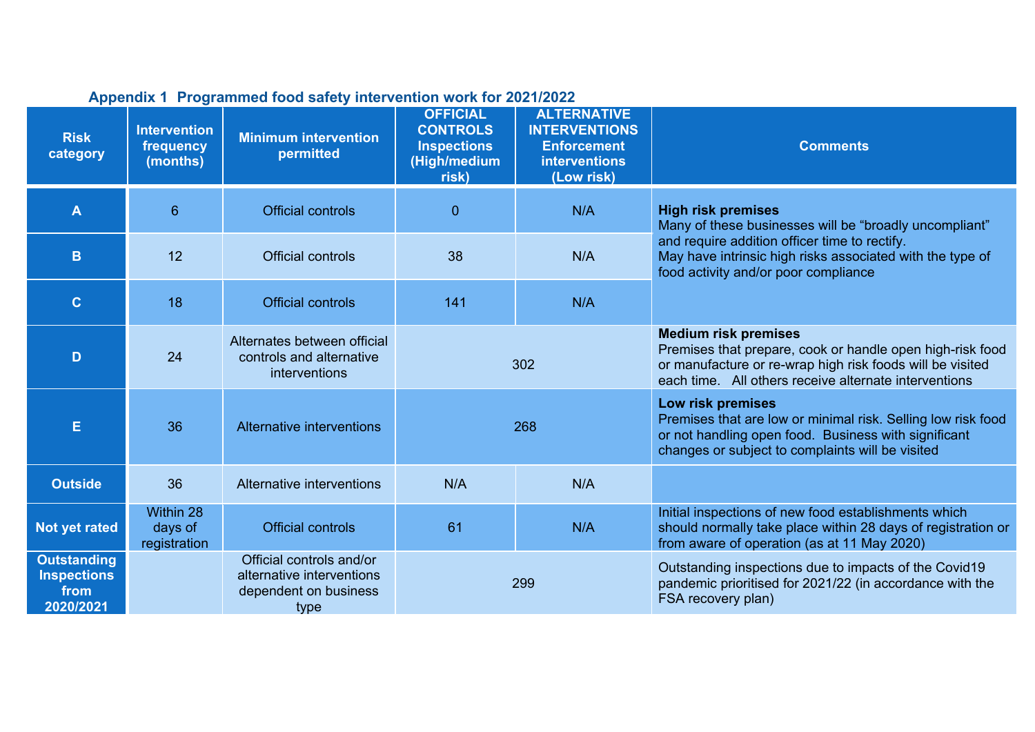## Appendix 1 Programmed food safety intervention work for 2021/2022

| Risk category | Intervention frequency (months) | Minimum intervention permitted | OFFICIAL CONTROLS Inspections (High/medium risk) | ALTERNATIVE INTERVENTIONS Enforcement interventions (Low risk) | Comments |
|---|---|---|---|---|---|
| A | 6 | Official controls | 0 | N/A | **High risk premises**<br>Many of these businesses will be "broadly uncompliant" and require addition officer time to rectify.<br>May have intrinsic high risks associated with the type of food activity and/or poor compliance |
| B | 12 | Official controls | 38 | N/A | |
| C | 18 | Official controls | 141 | N/A | |
| D | 24 | Alternates between official controls and alternative interventions | 302 | | **Medium risk premises**<br>Premises that prepare, cook or handle open high-risk food or manufacture or re-wrap high risk foods will be visited each time. All others receive alternate interventions |
| E | 36 | Alternative interventions | 268 | | **Low risk premises**<br>Premises that are low or minimal risk. Selling low risk food or not handling open food. Business with significant changes or subject to complaints will be visited |
| Outside | 36 | Alternative interventions | N/A | N/A | |
| Not yet rated | Within 28 days of registration | Official controls | 61 | N/A | Initial inspections of new food establishments which should normally take place within 28 days of registration or from aware of operation (as at 11 May 2020) |
| Outstanding Inspections from 2020/2021 | | Official controls and/or alternative interventions dependent on business type | 299 | | Outstanding inspections due to impacts of the Covid19 pandemic prioritised for 2021/22 (in accordance with the FSA recovery plan) |